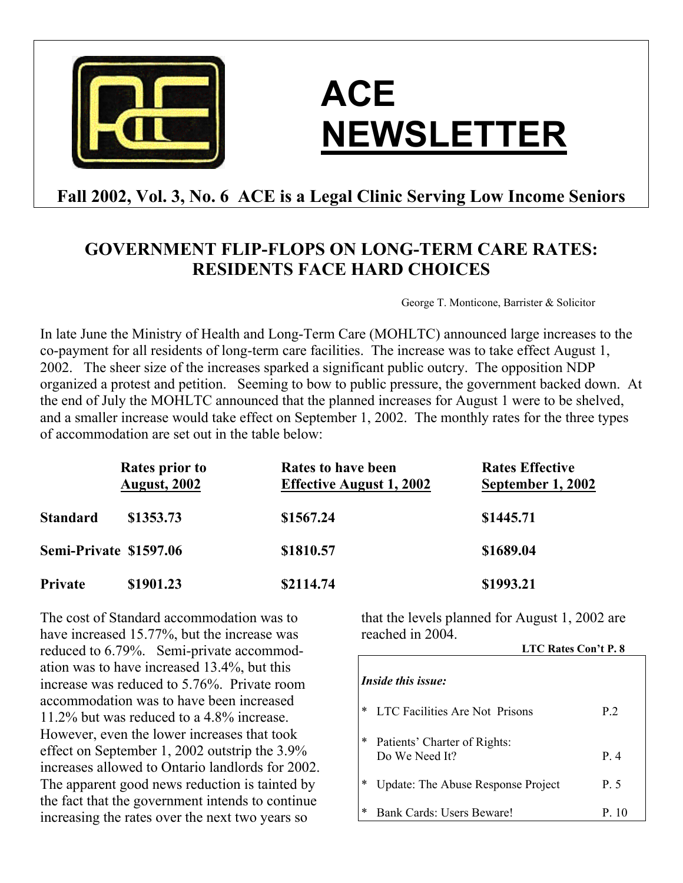# ACE NEWSLETTER

**Fall 2002, Vol. 3, No. 6 ACE is a Legal Clinic Serving Low Income Seniors**

## GOVERNMENT FLIP-FLOPS ON LONG-TERM CARE RATES: RESIDENTS FACE HARD CHOICES

George T. Monticone, Barrister & Solicitor

In late June the Ministry of Health and Long-Term Care (MOHLTC) announced large increases to the co-payment for all residents of long-term care facilities. The increase was to take effect August 1, 2002. The sheer size of the increases sparked a significant public outcry. The opposition NDP organized a protest and petition. Seeming to bow to public pressure, the government backed down. At the end of July the MOHLTC announced that the planned increases for August 1 were to be shelved, and a smaller increase would take effect on September 1, 2002. The monthly rates for the three types of accommodation are set out in the table below:

| | Rates prior to August, 2002 | Rates to have been Effective August 1, 2002 | Rates Effective September 1, 2002 |
|---|---|---|---|
| **Standard** | **$1353.73** | **$1567.24** | **$1445.71** |
| **Semi-Private** | **$1597.06** | **$1810.57** | **$1689.04** |
| **Private** | **$1901.23** | **$2114.74** | **$1993.21** |

The cost of Standard accommodation was to have increased 15.77%, but the increase was reduced to 6.79%. Semi-private accommodation was to have increased 13.4%, but this increase was reduced to 5.76%. Private room accommodation was to have been increased 11.2% but was reduced to a 4.8% increase. However, even the lower increases that took effect on September 1, 2002 outstrip the 3.9% increases allowed to Ontario landlords for 2002. The apparent good news reduction is tainted by the fact that the government intends to continue increasing the rates over the next two years so that the levels planned for August 1, 2002 are reached in 2004.

**LTC Rates Con't P. 8**

***Inside this issue:***

| | |
|---|---|
| * LTC Facilities Are Not Prisons | P.2 |
| * Patients' Charter of Rights: Do We Need It? | P. 4 |
| * Update: The Abuse Response Project | P. 5 |
| * Bank Cards: Users Beware! | P. 10 |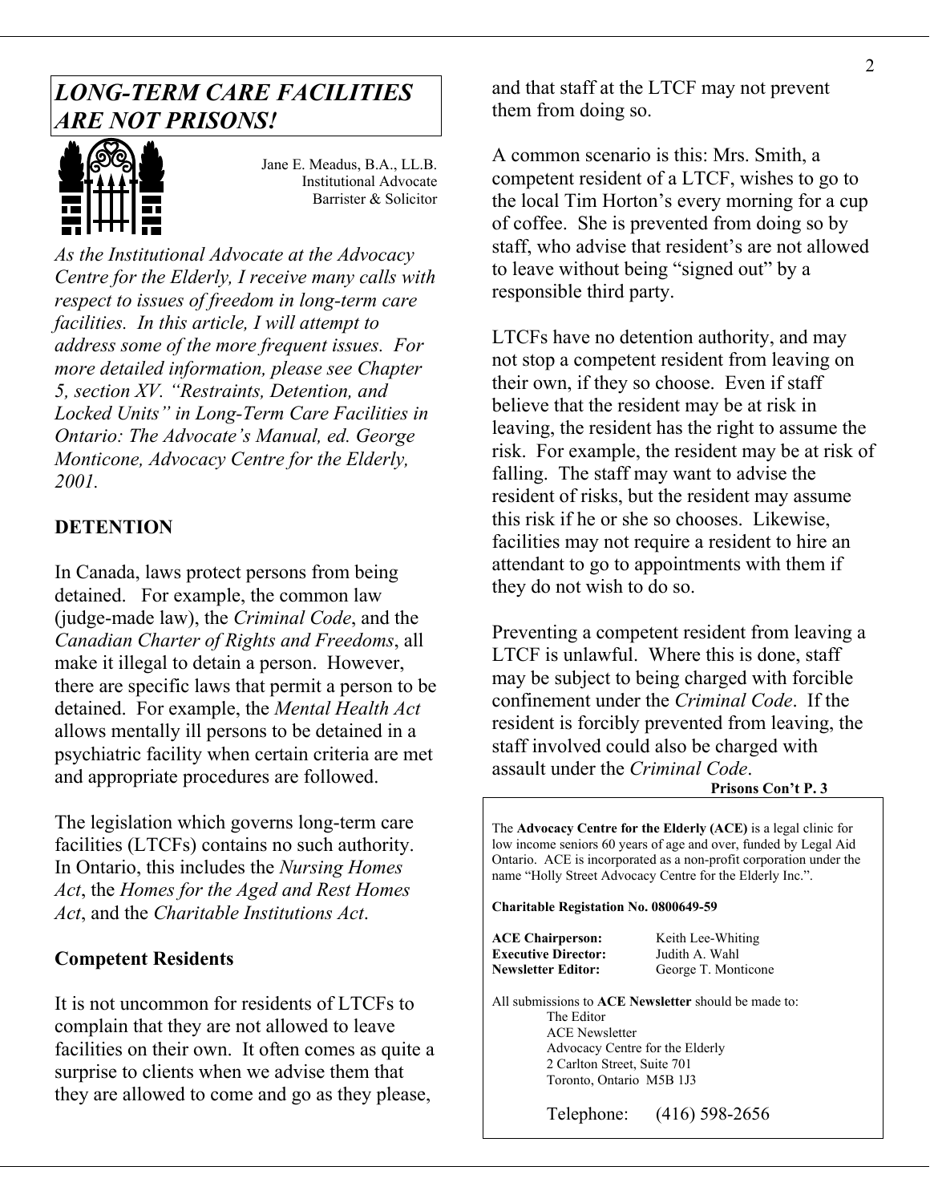# *LONG-TERM CARE FACILITIES ARE NOT PRISONS!*

Jane E. Meadus, B.A., LL.B.
Institutional Advocate
Barrister & Solicitor

*As the Institutional Advocate at the Advocacy Centre for the Elderly, I receive many calls with respect to issues of freedom in long-term care facilities. In this article, I will attempt to address some of the more frequent issues. For more detailed information, please see Chapter 5, section XV. "Restraints, Detention, and Locked Units" in Long-Term Care Facilities in Ontario: The Advocate's Manual, ed. George Monticone, Advocacy Centre for the Elderly, 2001.*

## DETENTION

In Canada, laws protect persons from being detained. For example, the common law (judge-made law), the *Criminal Code*, and the *Canadian Charter of Rights and Freedoms*, all make it illegal to detain a person. However, there are specific laws that permit a person to be detained. For example, the *Mental Health Act* allows mentally ill persons to be detained in a psychiatric facility when certain criteria are met and appropriate procedures are followed.

The legislation which governs long-term care facilities (LTCFs) contains no such authority. In Ontario, this includes the *Nursing Homes Act*, the *Homes for the Aged and Rest Homes Act*, and the *Charitable Institutions Act*.

### Competent Residents

It is not uncommon for residents of LTCFs to complain that they are not allowed to leave facilities on their own. It often comes as quite a surprise to clients when we advise them that they are allowed to come and go as they please, and that staff at the LTCF may not prevent them from doing so.

A common scenario is this: Mrs. Smith, a competent resident of a LTCF, wishes to go to the local Tim Horton's every morning for a cup of coffee. She is prevented from doing so by staff, who advise that resident's are not allowed to leave without being "signed out" by a responsible third party.

LTCFs have no detention authority, and may not stop a competent resident from leaving on their own, if they so choose. Even if staff believe that the resident may be at risk in leaving, the resident has the right to assume the risk. For example, the resident may be at risk of falling. The staff may want to advise the resident of risks, but the resident may assume this risk if he or she so chooses. Likewise, facilities may not require a resident to hire an attendant to go to appointments with them if they do not wish to do so.

Preventing a competent resident from leaving a LTCF is unlawful. Where this is done, staff may be subject to being charged with forcible confinement under the *Criminal Code*. If the resident is forcibly prevented from leaving, the staff involved could also be charged with assault under the *Criminal Code*.

**Prisons Con't P. 3**

---

The **Advocacy Centre for the Elderly (ACE)** is a legal clinic for low income seniors 60 years of age and over, funded by Legal Aid Ontario. ACE is incorporated as a non-profit corporation under the name "Holly Street Advocacy Centre for the Elderly Inc.".

**Charitable Registation No. 0800649-59**

**ACE Chairperson:** Keith Lee-Whiting
**Executive Director:** Judith A. Wahl
**Newsletter Editor:** George T. Monticone

All submissions to **ACE Newsletter** should be made to:
The Editor
ACE Newsletter
Advocacy Centre for the Elderly
2 Carlton Street, Suite 701
Toronto, Ontario M5B 1J3

Telephone: (416) 598-2656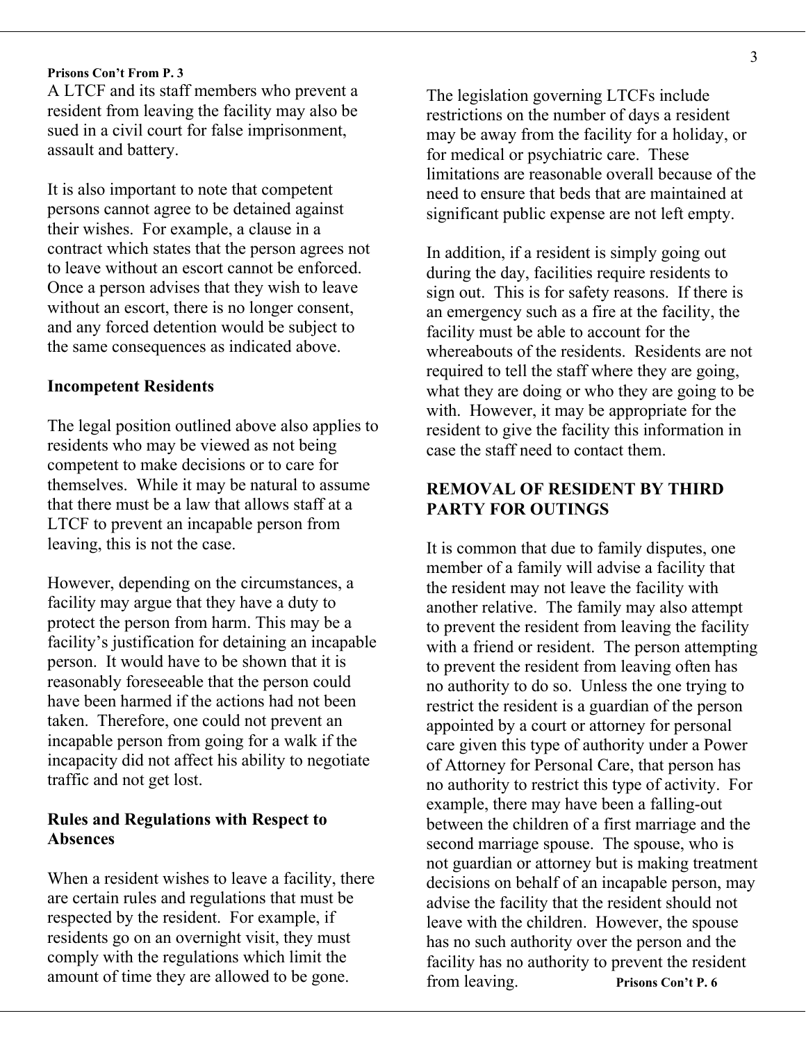**Prisons Con't From P. 3**

A LTCF and its staff members who prevent a resident from leaving the facility may also be sued in a civil court for false imprisonment, assault and battery.

It is also important to note that competent persons cannot agree to be detained against their wishes. For example, a clause in a contract which states that the person agrees not to leave without an escort cannot be enforced. Once a person advises that they wish to leave without an escort, there is no longer consent, and any forced detention would be subject to the same consequences as indicated above.

### Incompetent Residents

The legal position outlined above also applies to residents who may be viewed as not being competent to make decisions or to care for themselves. While it may be natural to assume that there must be a law that allows staff at a LTCF to prevent an incapable person from leaving, this is not the case.

However, depending on the circumstances, a facility may argue that they have a duty to protect the person from harm. This may be a facility's justification for detaining an incapable person. It would have to be shown that it is reasonably foreseeable that the person could have been harmed if the actions had not been taken. Therefore, one could not prevent an incapable person from going for a walk if the incapacity did not affect his ability to negotiate traffic and not get lost.

### Rules and Regulations with Respect to Absences

When a resident wishes to leave a facility, there are certain rules and regulations that must be respected by the resident. For example, if residents go on an overnight visit, they must comply with the regulations which limit the amount of time they are allowed to be gone.

The legislation governing LTCFs include restrictions on the number of days a resident may be away from the facility for a holiday, or for medical or psychiatric care. These limitations are reasonable overall because of the need to ensure that beds that are maintained at significant public expense are not left empty.

In addition, if a resident is simply going out during the day, facilities require residents to sign out. This is for safety reasons. If there is an emergency such as a fire at the facility, the facility must be able to account for the whereabouts of the residents. Residents are not required to tell the staff where they are going, what they are doing or who they are going to be with. However, it may be appropriate for the resident to give the facility this information in case the staff need to contact them.

### REMOVAL OF RESIDENT BY THIRD PARTY FOR OUTINGS

It is common that due to family disputes, one member of a family will advise a facility that the resident may not leave the facility with another relative. The family may also attempt to prevent the resident from leaving the facility with a friend or resident. The person attempting to prevent the resident from leaving often has no authority to do so. Unless the one trying to restrict the resident is a guardian of the person appointed by a court or attorney for personal care given this type of authority under a Power of Attorney for Personal Care, that person has no authority to restrict this type of activity. For example, there may have been a falling-out between the children of a first marriage and the second marriage spouse. The spouse, who is not guardian or attorney but is making treatment decisions on behalf of an incapable person, may advise the facility that the resident should not leave with the children. However, the spouse has no such authority over the person and the facility has no authority to prevent the resident from leaving.

**Prisons Con't P. 6**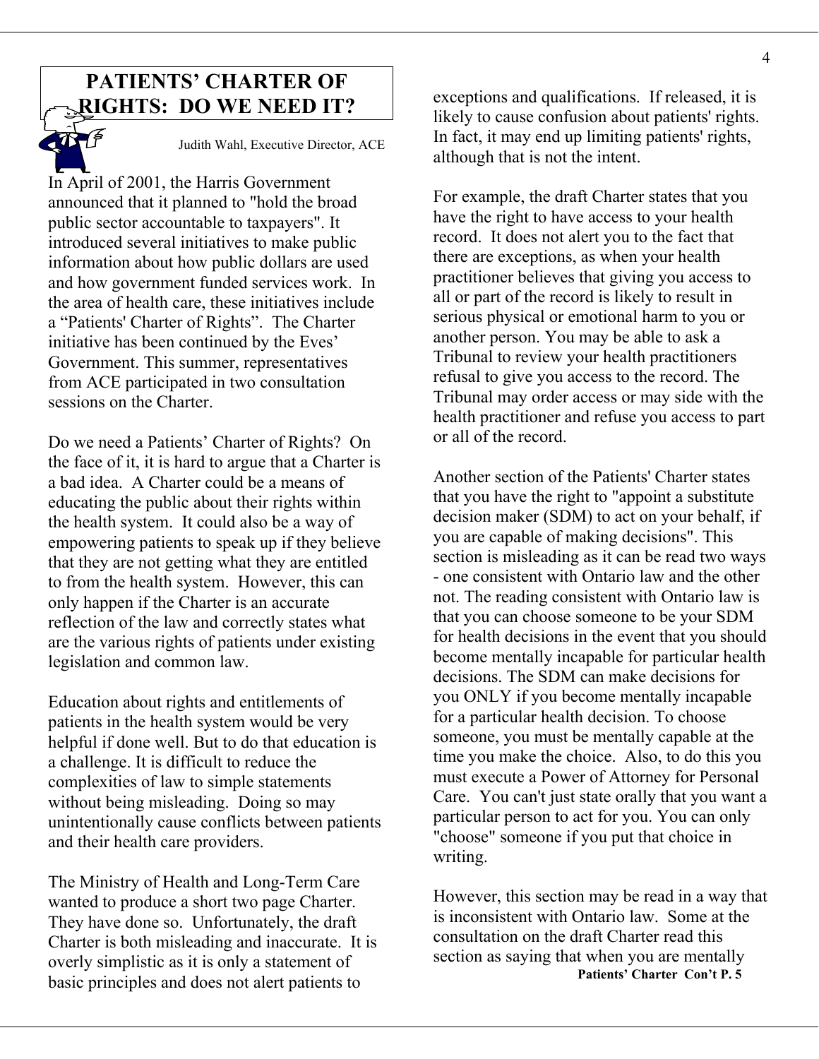## PATIENTS' CHARTER OF RIGHTS: DO WE NEED IT?

Judith Wahl, Executive Director, ACE

In April of 2001, the Harris Government announced that it planned to "hold the broad public sector accountable to taxpayers". It introduced several initiatives to make public information about how public dollars are used and how government funded services work. In the area of health care, these initiatives include a "Patients' Charter of Rights". The Charter initiative has been continued by the Eves' Government. This summer, representatives from ACE participated in two consultation sessions on the Charter.

Do we need a Patients' Charter of Rights? On the face of it, it is hard to argue that a Charter is a bad idea. A Charter could be a means of educating the public about their rights within the health system. It could also be a way of empowering patients to speak up if they believe that they are not getting what they are entitled to from the health system. However, this can only happen if the Charter is an accurate reflection of the law and correctly states what are the various rights of patients under existing legislation and common law.

Education about rights and entitlements of patients in the health system would be very helpful if done well. But to do that education is a challenge. It is difficult to reduce the complexities of law to simple statements without being misleading. Doing so may unintentionally cause conflicts between patients and their health care providers.

The Ministry of Health and Long-Term Care wanted to produce a short two page Charter. They have done so. Unfortunately, the draft Charter is both misleading and inaccurate. It is overly simplistic as it is only a statement of basic principles and does not alert patients to exceptions and qualifications. If released, it is likely to cause confusion about patients' rights. In fact, it may end up limiting patients' rights, although that is not the intent.

For example, the draft Charter states that you have the right to have access to your health record. It does not alert you to the fact that there are exceptions, as when your health practitioner believes that giving you access to all or part of the record is likely to result in serious physical or emotional harm to you or another person. You may be able to ask a Tribunal to review your health practitioners refusal to give you access to the record. The Tribunal may order access or may side with the health practitioner and refuse you access to part or all of the record.

Another section of the Patients' Charter states that you have the right to "appoint a substitute decision maker (SDM) to act on your behalf, if you are capable of making decisions". This section is misleading as it can be read two ways - one consistent with Ontario law and the other not. The reading consistent with Ontario law is that you can choose someone to be your SDM for health decisions in the event that you should become mentally incapable for particular health decisions. The SDM can make decisions for you ONLY if you become mentally incapable for a particular health decision. To choose someone, you must be mentally capable at the time you make the choice. Also, to do this you must execute a Power of Attorney for Personal Care. You can't just state orally that you want a particular person to act for you. You can only "choose" someone if you put that choice in writing.

However, this section may be read in a way that is inconsistent with Ontario law. Some at the consultation on the draft Charter read this section as saying that when you are mentally

**Patients' Charter Con't P. 5**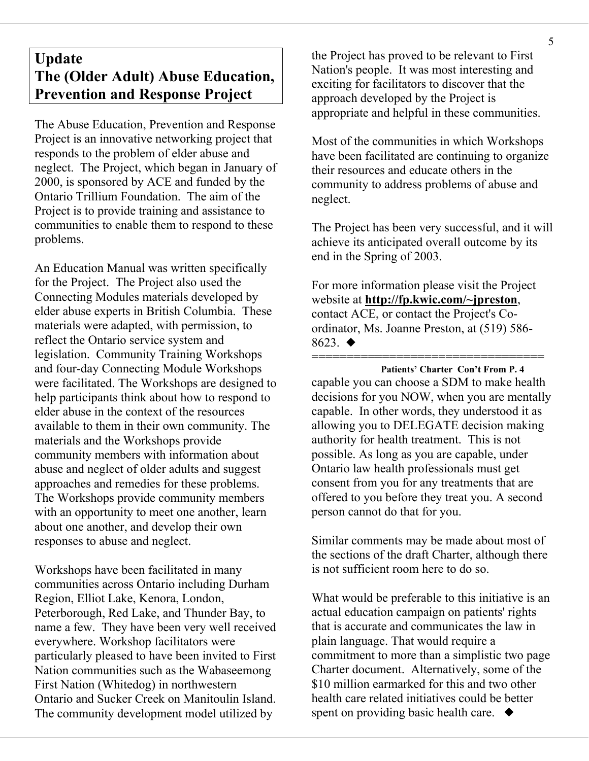## Update
## The (Older Adult) Abuse Education, Prevention and Response Project

The Abuse Education, Prevention and Response Project is an innovative networking project that responds to the problem of elder abuse and neglect. The Project, which began in January of 2000, is sponsored by ACE and funded by the Ontario Trillium Foundation. The aim of the Project is to provide training and assistance to communities to enable them to respond to these problems.

An Education Manual was written specifically for the Project. The Project also used the Connecting Modules materials developed by elder abuse experts in British Columbia. These materials were adapted, with permission, to reflect the Ontario service system and legislation. Community Training Workshops and four-day Connecting Module Workshops were facilitated. The Workshops are designed to help participants think about how to respond to elder abuse in the context of the resources available to them in their own community. The materials and the Workshops provide community members with information about abuse and neglect of older adults and suggest approaches and remedies for these problems. The Workshops provide community members with an opportunity to meet one another, learn about one another, and develop their own responses to abuse and neglect.

Workshops have been facilitated in many communities across Ontario including Durham Region, Elliot Lake, Kenora, London, Peterborough, Red Lake, and Thunder Bay, to name a few. They have been very well received everywhere. Workshop facilitators were particularly pleased to have been invited to First Nation communities such as the Wabaseemong First Nation (Whitedog) in northwestern Ontario and Sucker Creek on Manitoulin Island. The community development model utilized by the Project has proved to be relevant to First Nation's people. It was most interesting and exciting for facilitators to discover that the approach developed by the Project is appropriate and helpful in these communities.

Most of the communities in which Workshops have been facilitated are continuing to organize their resources and educate others in the community to address problems of abuse and neglect.

The Project has been very successful, and it will achieve its anticipated overall outcome by its end in the Spring of 2003.

For more information please visit the Project website at **http://fp.kwic.com/~jpreston**, contact ACE, or contact the Project's Co-ordinator, Ms. Joanne Preston, at (519) 586-8623. ◆

=================================

**Patients' Charter Con't From P. 4**

capable you can choose a SDM to make health decisions for you NOW, when you are mentally capable. In other words, they understood it as allowing you to DELEGATE decision making authority for health treatment. This is not possible. As long as you are capable, under Ontario law health professionals must get consent from you for any treatments that are offered to you before they treat you. A second person cannot do that for you.

Similar comments may be made about most of the sections of the draft Charter, although there is not sufficient room here to do so.

What would be preferable to this initiative is an actual education campaign on patients' rights that is accurate and communicates the law in plain language. That would require a commitment to more than a simplistic two page Charter document. Alternatively, some of the $10 million earmarked for this and two other health care related initiatives could be better spent on providing basic health care. ◆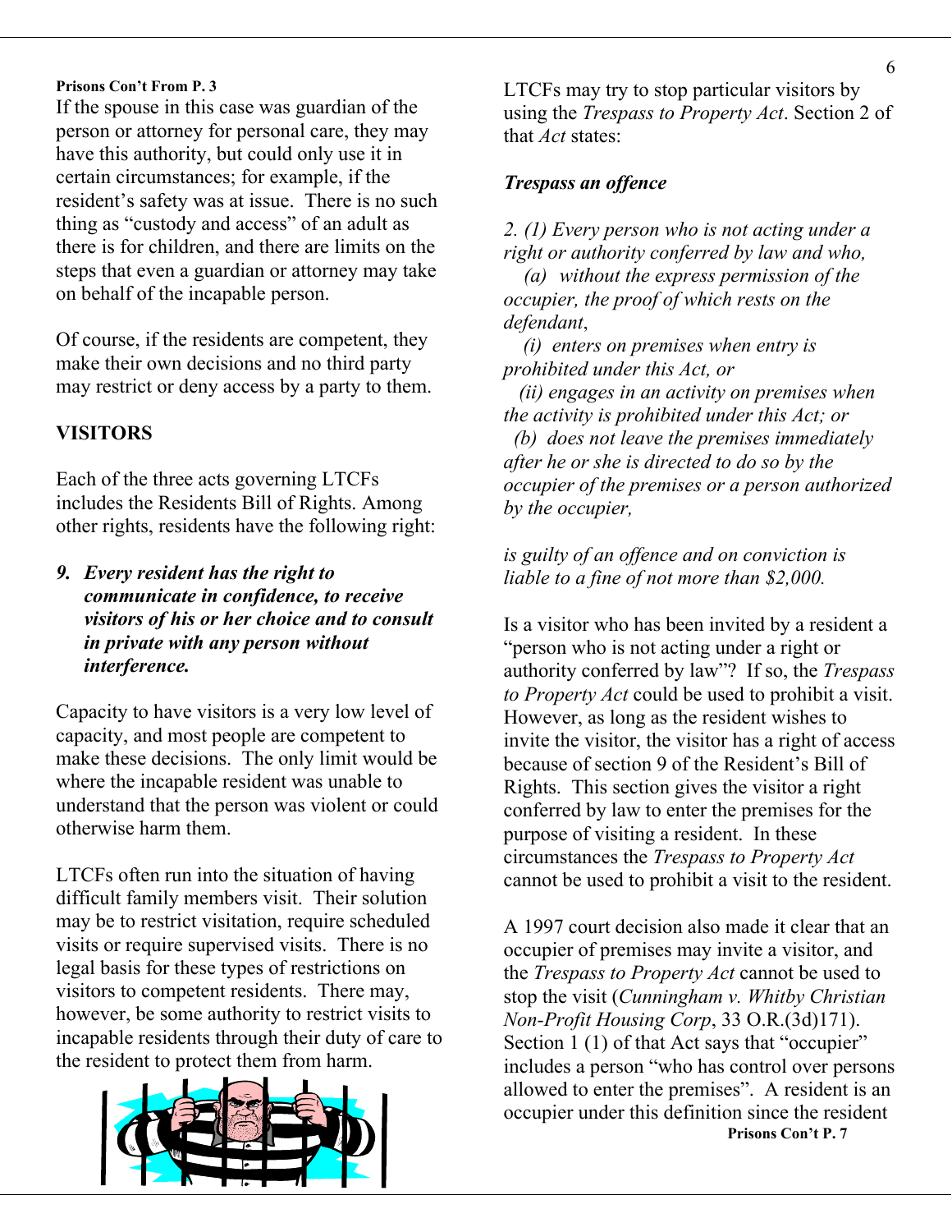**Prisons Con't From P. 3**

If the spouse in this case was guardian of the person or attorney for personal care, they may have this authority, but could only use it in certain circumstances; for example, if the resident's safety was at issue. There is no such thing as "custody and access" of an adult as there is for children, and there are limits on the steps that even a guardian or attorney may take on behalf of the incapable person.

Of course, if the residents are competent, they make their own decisions and no third party may restrict or deny access by a party to them.

## VISITORS

Each of the three acts governing LTCFs includes the Residents Bill of Rights. Among other rights, residents have the following right:

> ***9. Every resident has the right to communicate in confidence, to receive visitors of his or her choice and to consult in private with any person without interference.***

Capacity to have visitors is a very low level of capacity, and most people are competent to make these decisions. The only limit would be where the incapable resident was unable to understand that the person was violent or could otherwise harm them.

LTCFs often run into the situation of having difficult family members visit. Their solution may be to restrict visitation, require scheduled visits or require supervised visits. There is no legal basis for these types of restrictions on visitors to competent residents. There may, however, be some authority to restrict visits to incapable residents through their duty of care to the resident to protect them from harm.

LTCFs may try to stop particular visitors by using the *Trespass to Property Act*. Section 2 of that *Act* states:

***Trespass an offence***

*2. (1) Every person who is not acting under a right or authority conferred by law and who,*
*(a) without the express permission of the occupier, the proof of which rests on the defendant,*
*(i) enters on premises when entry is prohibited under this Act, or*
*(ii) engages in an activity on premises when the activity is prohibited under this Act; or*
*(b) does not leave the premises immediately after he or she is directed to do so by the occupier of the premises or a person authorized by the occupier,*

*is guilty of an offence and on conviction is liable to a fine of not more than $2,000.*

Is a visitor who has been invited by a resident a "person who is not acting under a right or authority conferred by law"? If so, the *Trespass to Property Act* could be used to prohibit a visit. However, as long as the resident wishes to invite the visitor, the visitor has a right of access because of section 9 of the Resident's Bill of Rights. This section gives the visitor a right conferred by law to enter the premises for the purpose of visiting a resident. In these circumstances the *Trespass to Property Act* cannot be used to prohibit a visit to the resident.

A 1997 court decision also made it clear that an occupier of premises may invite a visitor, and the *Trespass to Property Act* cannot be used to stop the visit (*Cunningham v. Whitby Christian Non-Profit Housing Corp*, 33 O.R.(3d)171). Section 1 (1) of that Act says that "occupier" includes a person "who has control over persons allowed to enter the premises". A resident is an occupier under this definition since the resident

**Prisons Con't P. 7**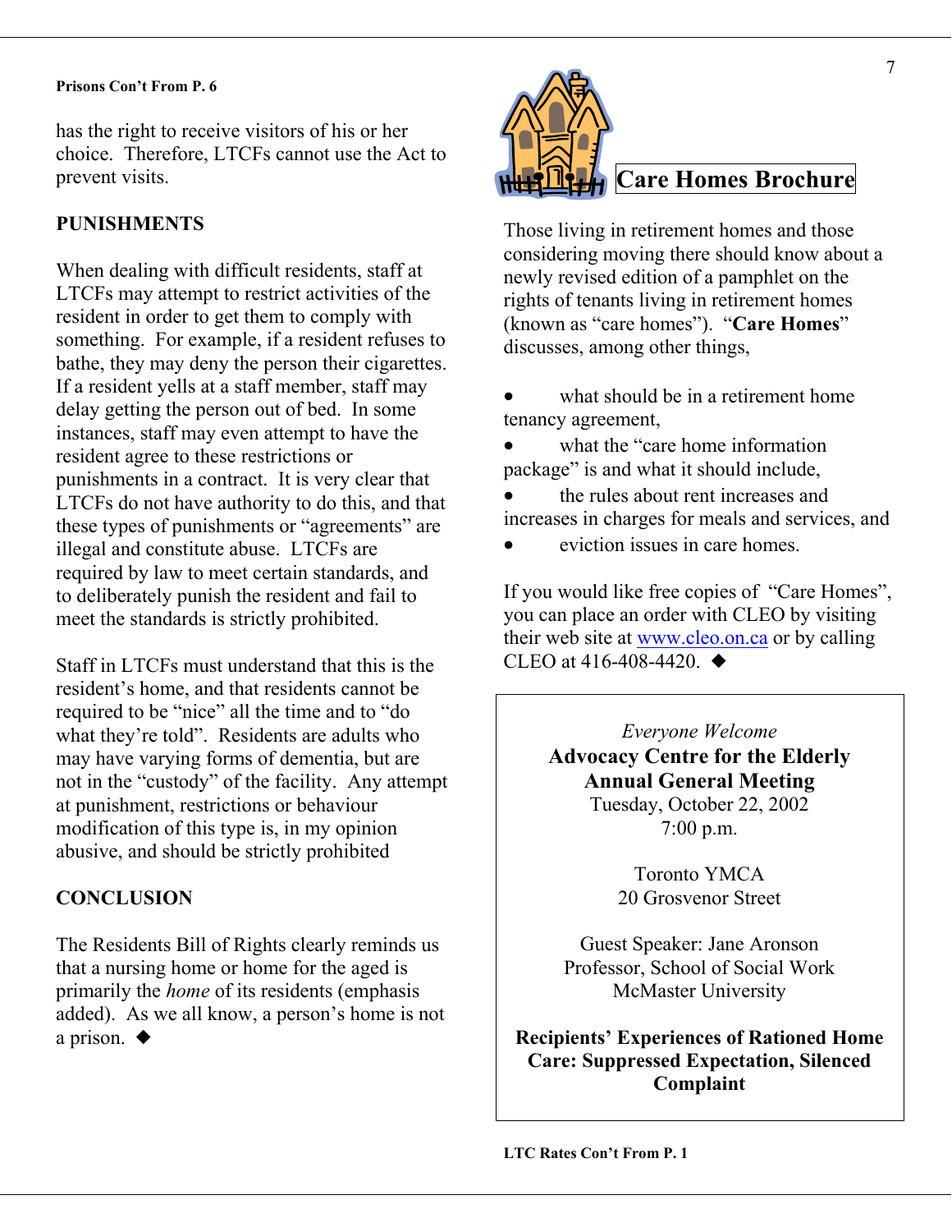**Prisons Con't From P. 6**

has the right to receive visitors of his or her choice. Therefore, LTCFs cannot use the Act to prevent visits.

## PUNISHMENTS

When dealing with difficult residents, staff at LTCFs may attempt to restrict activities of the resident in order to get them to comply with something. For example, if a resident refuses to bathe, they may deny the person their cigarettes. If a resident yells at a staff member, staff may delay getting the person out of bed. In some instances, staff may even attempt to have the resident agree to these restrictions or punishments in a contract. It is very clear that LTCFs do not have authority to do this, and that these types of punishments or "agreements" are illegal and constitute abuse. LTCFs are required by law to meet certain standards, and to deliberately punish the resident and fail to meet the standards is strictly prohibited.

Staff in LTCFs must understand that this is the resident's home, and that residents cannot be required to be "nice" all the time and to "do what they're told". Residents are adults who may have varying forms of dementia, but are not in the "custody" of the facility. Any attempt at punishment, restrictions or behaviour modification of this type is, in my opinion abusive, and should be strictly prohibited

## CONCLUSION

The Residents Bill of Rights clearly reminds us that a nursing home or home for the aged is primarily the *home* of its residents (emphasis added). As we all know, a person's home is not a prison. ◆

## Care Homes Brochure

Those living in retirement homes and those considering moving there should know about a newly revised edition of a pamphlet on the rights of tenants living in retirement homes (known as "care homes"). "**Care Homes**" discusses, among other things,

- what should be in a retirement home tenancy agreement,
- what the "care home information package" is and what it should include,
- the rules about rent increases and increases in charges for meals and services, and
- eviction issues in care homes.

If you would like free copies of "Care Homes", you can place an order with CLEO by visiting their web site at www.cleo.on.ca or by calling CLEO at 416-408-4420. ◆

*Everyone Welcome*

**Advocacy Centre for the Elderly Annual General Meeting**

Tuesday, October 22, 2002
7:00 p.m.

Toronto YMCA
20 Grosvenor Street

Guest Speaker: Jane Aronson
Professor, School of Social Work
McMaster University

**Recipients' Experiences of Rationed Home Care: Suppressed Expectation, Silenced Complaint**

**LTC Rates Con't From P. 1**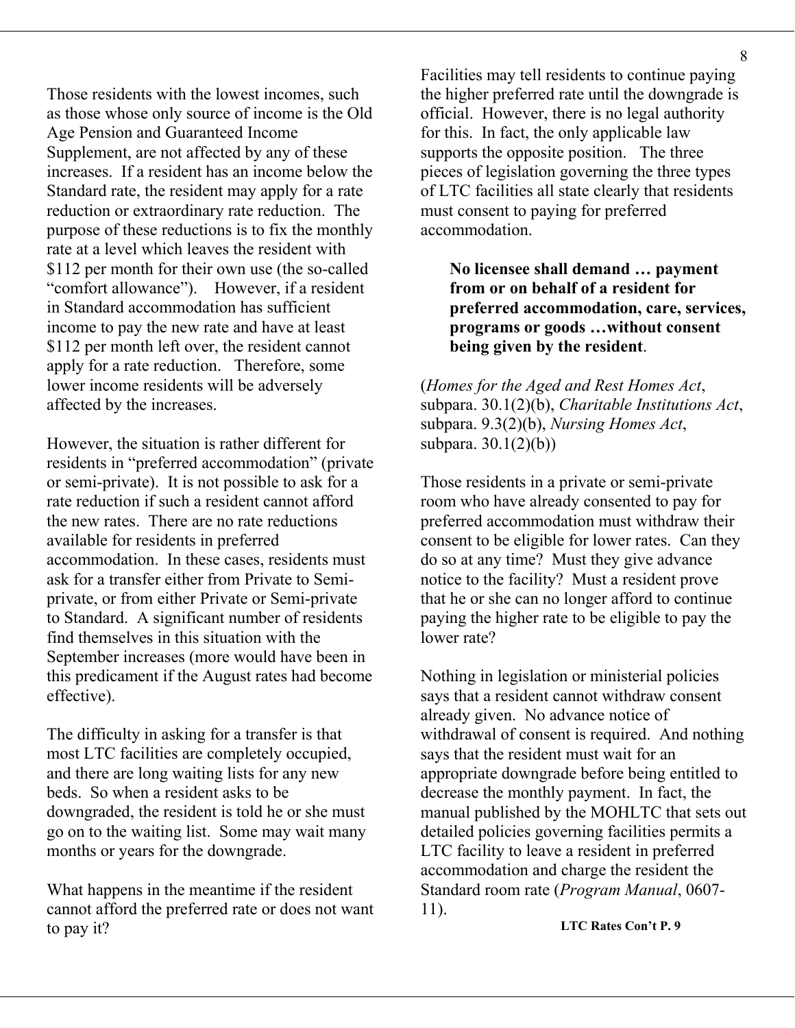Those residents with the lowest incomes, such as those whose only source of income is the Old Age Pension and Guaranteed Income Supplement, are not affected by any of these increases. If a resident has an income below the Standard rate, the resident may apply for a rate reduction or extraordinary rate reduction. The purpose of these reductions is to fix the monthly rate at a level which leaves the resident with $112 per month for their own use (the so-called "comfort allowance"). However, if a resident in Standard accommodation has sufficient income to pay the new rate and have at least $112 per month left over, the resident cannot apply for a rate reduction. Therefore, some lower income residents will be adversely affected by the increases.

However, the situation is rather different for residents in "preferred accommodation" (private or semi-private). It is not possible to ask for a rate reduction if such a resident cannot afford the new rates. There are no rate reductions available for residents in preferred accommodation. In these cases, residents must ask for a transfer either from Private to Semi-private, or from either Private or Semi-private to Standard. A significant number of residents find themselves in this situation with the September increases (more would have been in this predicament if the August rates had become effective).

The difficulty in asking for a transfer is that most LTC facilities are completely occupied, and there are long waiting lists for any new beds. So when a resident asks to be downgraded, the resident is told he or she must go on to the waiting list. Some may wait many months or years for the downgrade.

What happens in the meantime if the resident cannot afford the preferred rate or does not want to pay it?

Facilities may tell residents to continue paying the higher preferred rate until the downgrade is official. However, there is no legal authority for this. In fact, the only applicable law supports the opposite position. The three pieces of legislation governing the three types of LTC facilities all state clearly that residents must consent to paying for preferred accommodation.

> **No licensee shall demand … payment from or on behalf of a resident for preferred accommodation, care, services, programs or goods …without consent being given by the resident**.

(*Homes for the Aged and Rest Homes Act*, subpara. 30.1(2)(b), *Charitable Institutions Act*, subpara. 9.3(2)(b), *Nursing Homes Act*, subpara. 30.1(2)(b))

Those residents in a private or semi-private room who have already consented to pay for preferred accommodation must withdraw their consent to be eligible for lower rates. Can they do so at any time? Must they give advance notice to the facility? Must a resident prove that he or she can no longer afford to continue paying the higher rate to be eligible to pay the lower rate?

Nothing in legislation or ministerial policies says that a resident cannot withdraw consent already given. No advance notice of withdrawal of consent is required. And nothing says that the resident must wait for an appropriate downgrade before being entitled to decrease the monthly payment. In fact, the manual published by the MOHLTC that sets out detailed policies governing facilities permits a LTC facility to leave a resident in preferred accommodation and charge the resident the Standard room rate (*Program Manual*, 0607-11).

**LTC Rates Con't P. 9**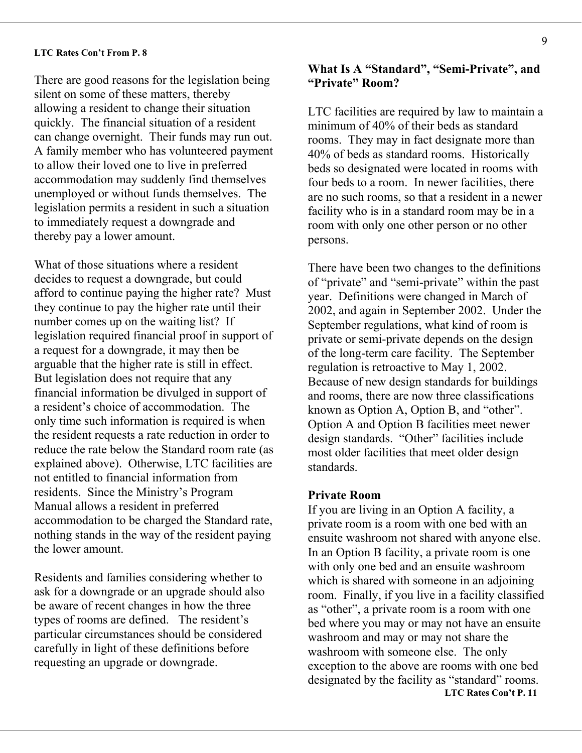**LTC Rates Con't From P. 8**

There are good reasons for the legislation being silent on some of these matters, thereby allowing a resident to change their situation quickly. The financial situation of a resident can change overnight. Their funds may run out. A family member who has volunteered payment to allow their loved one to live in preferred accommodation may suddenly find themselves unemployed or without funds themselves. The legislation permits a resident in such a situation to immediately request a downgrade and thereby pay a lower amount.

What of those situations where a resident decides to request a downgrade, but could afford to continue paying the higher rate? Must they continue to pay the higher rate until their number comes up on the waiting list? If legislation required financial proof in support of a request for a downgrade, it may then be arguable that the higher rate is still in effect. But legislation does not require that any financial information be divulged in support of a resident's choice of accommodation. The only time such information is required is when the resident requests a rate reduction in order to reduce the rate below the Standard room rate (as explained above). Otherwise, LTC facilities are not entitled to financial information from residents. Since the Ministry's Program Manual allows a resident in preferred accommodation to be charged the Standard rate, nothing stands in the way of the resident paying the lower amount.

Residents and families considering whether to ask for a downgrade or an upgrade should also be aware of recent changes in how the three types of rooms are defined. The resident's particular circumstances should be considered carefully in light of these definitions before requesting an upgrade or downgrade.

## What Is A "Standard", "Semi-Private", and "Private" Room?

LTC facilities are required by law to maintain a minimum of 40% of their beds as standard rooms. They may in fact designate more than 40% of beds as standard rooms. Historically beds so designated were located in rooms with four beds to a room. In newer facilities, there are no such rooms, so that a resident in a newer facility who is in a standard room may be in a room with only one other person or no other persons.

There have been two changes to the definitions of "private" and "semi-private" within the past year. Definitions were changed in March of 2002, and again in September 2002. Under the September regulations, what kind of room is private or semi-private depends on the design of the long-term care facility. The September regulation is retroactive to May 1, 2002. Because of new design standards for buildings and rooms, there are now three classifications known as Option A, Option B, and "other". Option A and Option B facilities meet newer design standards. "Other" facilities include most older facilities that meet older design standards.

### Private Room

If you are living in an Option A facility, a private room is a room with one bed with an ensuite washroom not shared with anyone else. In an Option B facility, a private room is one with only one bed and an ensuite washroom which is shared with someone in an adjoining room. Finally, if you live in a facility classified as "other", a private room is a room with one bed where you may or may not have an ensuite washroom and may or may not share the washroom with someone else. The only exception to the above are rooms with one bed designated by the facility as "standard" rooms.

**LTC Rates Con't P. 11**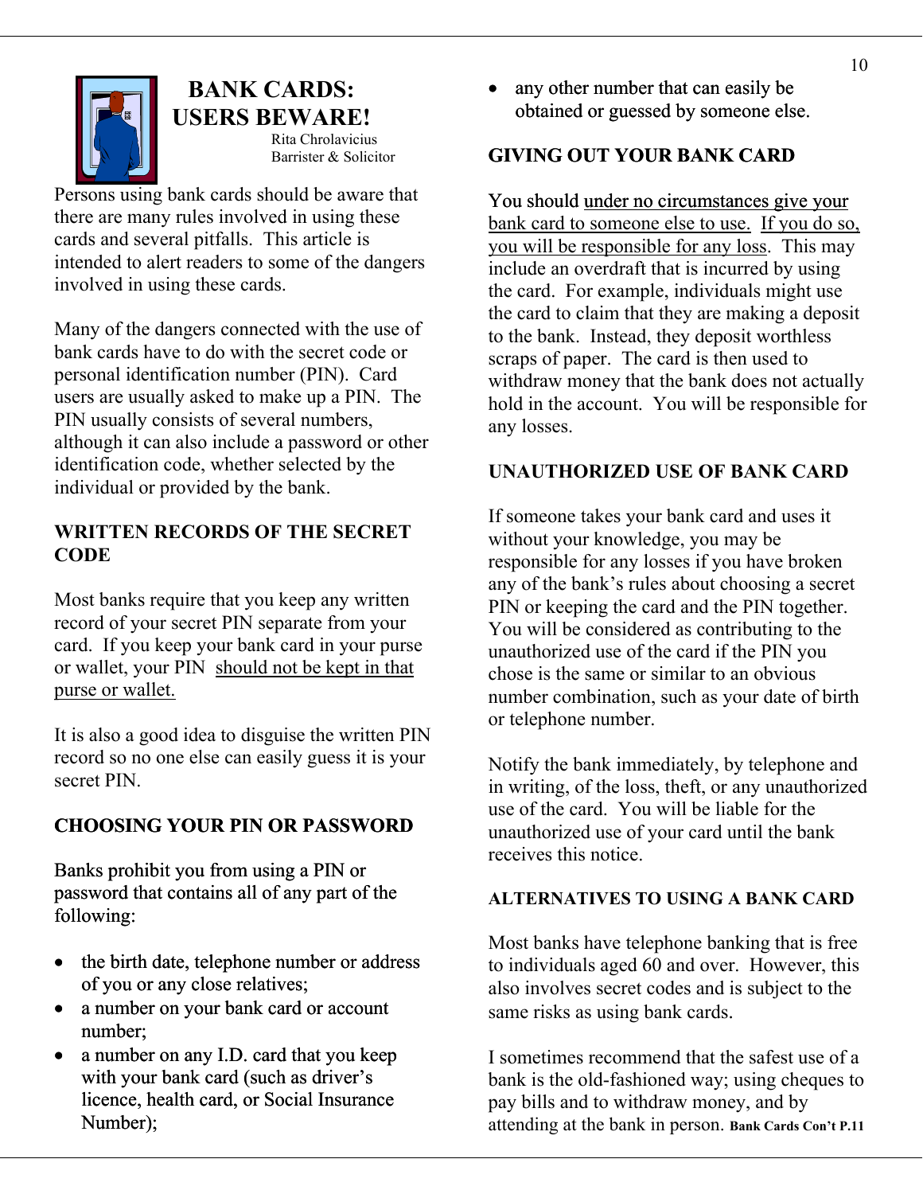# BANK CARDS: USERS BEWARE!

Rita Chrolavicius
Barrister & Solicitor

Persons using bank cards should be aware that there are many rules involved in using these cards and several pitfalls. This article is intended to alert readers to some of the dangers involved in using these cards.

Many of the dangers connected with the use of bank cards have to do with the secret code or personal identification number (PIN). Card users are usually asked to make up a PIN. The PIN usually consists of several numbers, although it can also include a password or other identification code, whether selected by the individual or provided by the bank.

## WRITTEN RECORDS OF THE SECRET CODE

Most banks require that you keep any written record of your secret PIN separate from your card. If you keep your bank card in your purse or wallet, your PIN should not be kept in that purse or wallet.

It is also a good idea to disguise the written PIN record so no one else can easily guess it is your secret PIN.

## CHOOSING YOUR PIN OR PASSWORD

Banks prohibit you from using a PIN or password that contains all of any part of the following:

- the birth date, telephone number or address of you or any close relatives;
- a number on your bank card or account number;
- a number on any I.D. card that you keep with your bank card (such as driver's licence, health card, or Social Insurance Number);
- any other number that can easily be obtained or guessed by someone else.

## GIVING OUT YOUR BANK CARD

You should under no circumstances give your bank card to someone else to use. If you do so, you will be responsible for any loss. This may include an overdraft that is incurred by using the card. For example, individuals might use the card to claim that they are making a deposit to the bank. Instead, they deposit worthless scraps of paper. The card is then used to withdraw money that the bank does not actually hold in the account. You will be responsible for any losses.

## UNAUTHORIZED USE OF BANK CARD

If someone takes your bank card and uses it without your knowledge, you may be responsible for any losses if you have broken any of the bank's rules about choosing a secret PIN or keeping the card and the PIN together. You will be considered as contributing to the unauthorized use of the card if the PIN you chose is the same or similar to an obvious number combination, such as your date of birth or telephone number.

Notify the bank immediately, by telephone and in writing, of the loss, theft, or any unauthorized use of the card. You will be liable for the unauthorized use of your card until the bank receives this notice.

## ALTERNATIVES TO USING A BANK CARD

Most banks have telephone banking that is free to individuals aged 60 and over. However, this also involves secret codes and is subject to the same risks as using bank cards.

I sometimes recommend that the safest use of a bank is the old-fashioned way; using cheques to pay bills and to withdraw money, and by attending at the bank in person. **Bank Cards Con't P.11**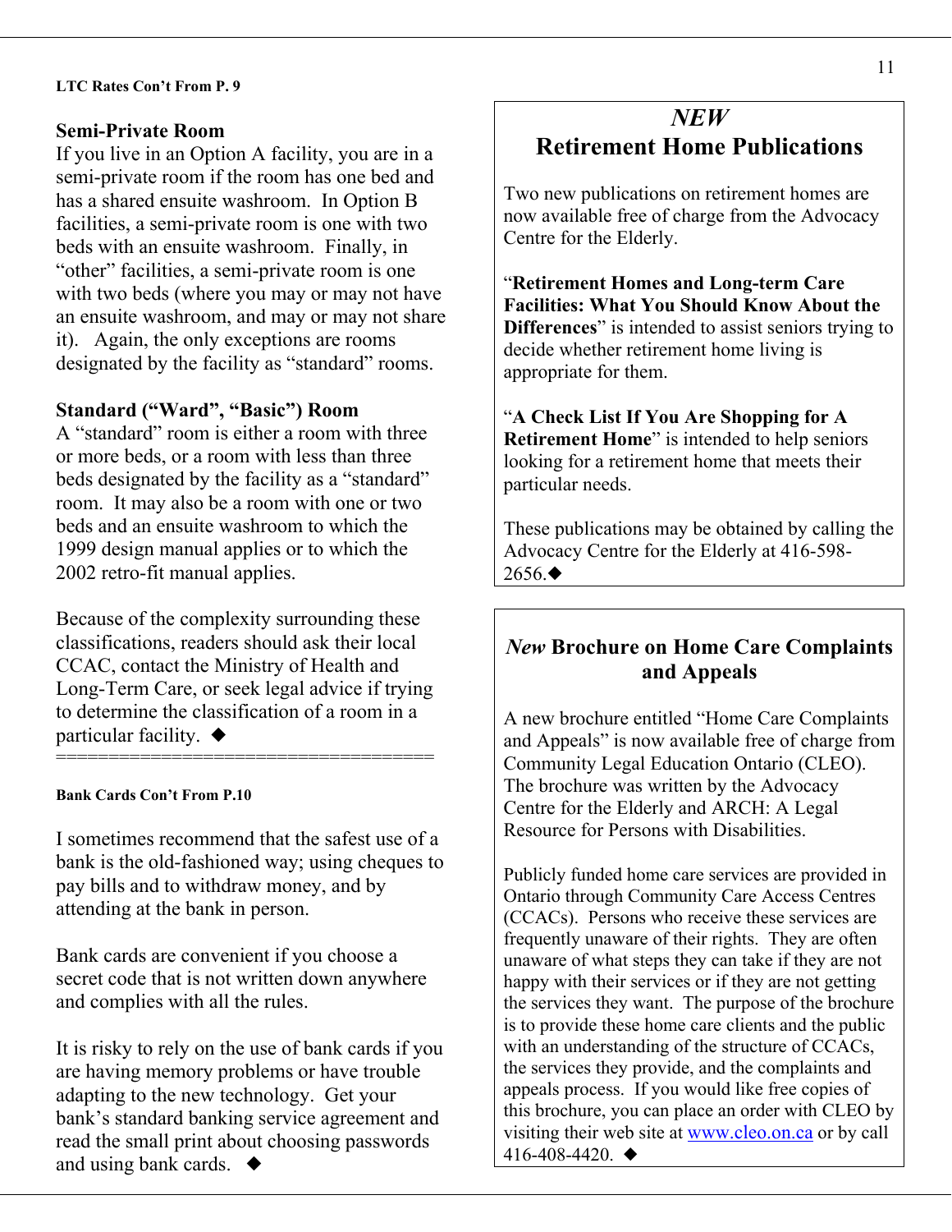**LTC Rates Con't From P. 9**

### Semi-Private Room

If you live in an Option A facility, you are in a semi-private room if the room has one bed and has a shared ensuite washroom. In Option B facilities, a semi-private room is one with two beds with an ensuite washroom. Finally, in "other" facilities, a semi-private room is one with two beds (where you may or may not have an ensuite washroom, and may or may not share it). Again, the only exceptions are rooms designated by the facility as "standard" rooms.

### Standard ("Ward", "Basic") Room

A "standard" room is either a room with three or more beds, or a room with less than three beds designated by the facility as a "standard" room. It may also be a room with one or two beds and an ensuite washroom to which the 1999 design manual applies or to which the 2002 retro-fit manual applies.

Because of the complexity surrounding these classifications, readers should ask their local CCAC, contact the Ministry of Health and Long-Term Care, or seek legal advice if trying to determine the classification of a room in a particular facility. ◆

==================================

**Bank Cards Con't From P.10**

I sometimes recommend that the safest use of a bank is the old-fashioned way; using cheques to pay bills and to withdraw money, and by attending at the bank in person.

Bank cards are convenient if you choose a secret code that is not written down anywhere and complies with all the rules.

It is risky to rely on the use of bank cards if you are having memory problems or have trouble adapting to the new technology. Get your bank's standard banking service agreement and read the small print about choosing passwords and using bank cards. ◆

## *NEW* Retirement Home Publications

Two new publications on retirement homes are now available free of charge from the Advocacy Centre for the Elderly.

"**Retirement Homes and Long-term Care Facilities: What You Should Know About the Differences**" is intended to assist seniors trying to decide whether retirement home living is appropriate for them.

"**A Check List If You Are Shopping for A Retirement Home**" is intended to help seniors looking for a retirement home that meets their particular needs.

These publications may be obtained by calling the Advocacy Centre for the Elderly at 416-598-2656.◆

## *New* Brochure on Home Care Complaints and Appeals

A new brochure entitled "Home Care Complaints and Appeals" is now available free of charge from Community Legal Education Ontario (CLEO). The brochure was written by the Advocacy Centre for the Elderly and ARCH: A Legal Resource for Persons with Disabilities.

Publicly funded home care services are provided in Ontario through Community Care Access Centres (CCACs). Persons who receive these services are frequently unaware of their rights. They are often unaware of what steps they can take if they are not happy with their services or if they are not getting the services they want. The purpose of the brochure is to provide these home care clients and the public with an understanding of the structure of CCACs, the services they provide, and the complaints and appeals process. If you would like free copies of this brochure, you can place an order with CLEO by visiting their web site at www.cleo.on.ca or by call 416-408-4420. ◆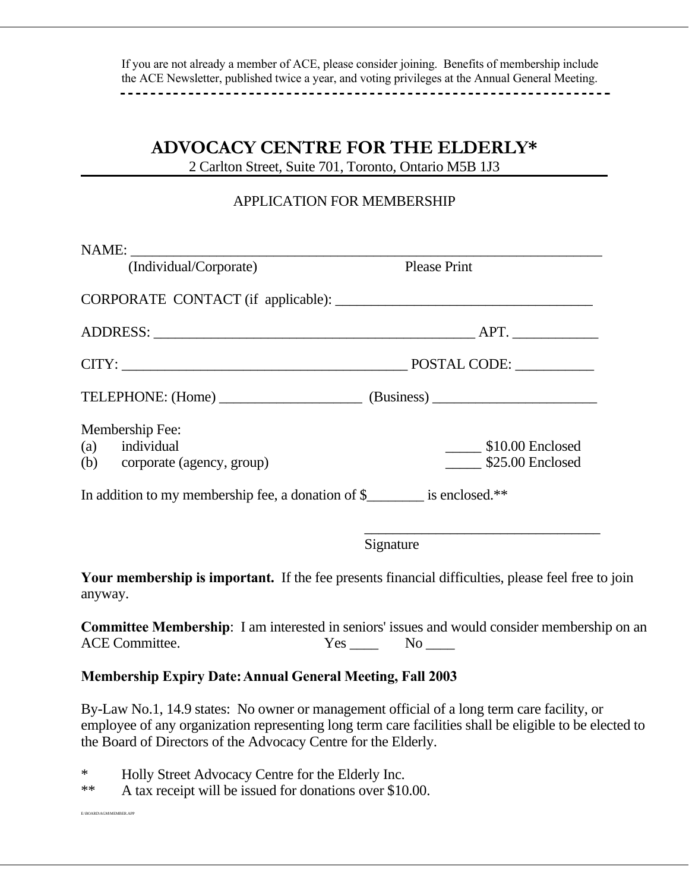If you are not already a member of ACE, please consider joining. Benefits of membership include the ACE Newsletter, published twice a year, and voting privileges at the Annual General Meeting.

- - - - - - - - - - - - - - - - - - - - - - - - - - - - - - - - - - - - - - - - - - - - - - - - - - - -

# ADVOCACY CENTRE FOR THE ELDERLY*

2 Carlton Street, Suite 701, Toronto, Ontario M5B 1J3

APPLICATION FOR MEMBERSHIP

NAME: ____________________________________________________________________
(Individual/Corporate) Please Print

CORPORATE CONTACT (if applicable): ___________________________________

ADDRESS: _____________________________________________ APT. ____________

CITY: ________________________________________ POSTAL CODE: ___________

TELEPHONE: (Home) ___________________ (Business) ______________________

Membership Fee:

(a) individual _____ $10.00 Enclosed

(b) corporate (agency, group) _____ $25.00 Enclosed

In addition to my membership fee, a donation of $________ is enclosed.**

_________________________________
Signature

**Your membership is important.** If the fee presents financial difficulties, please feel free to join anyway.

**Committee Membership**: I am interested in seniors' issues and would consider membership on an ACE Committee. Yes ____ No ____

**Membership Expiry Date: Annual General Meeting, Fall 2003**

By-Law No.1, 14.9 states: No owner or management official of a long term care facility, or employee of any organization representing long term care facilities shall be eligible to be elected to the Board of Directors of the Advocacy Centre for the Elderly.

\* Holly Street Advocacy Centre for the Elderly Inc.

** A tax receipt will be issued for donations over $10.00.

E:\BOARD\AGM\MEMBER.APP